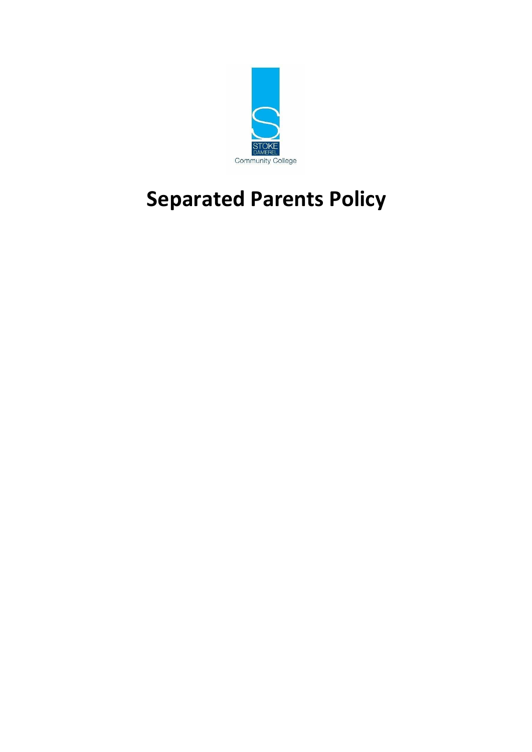STOKE DAMEREL

Community College

# Separated Parents Policy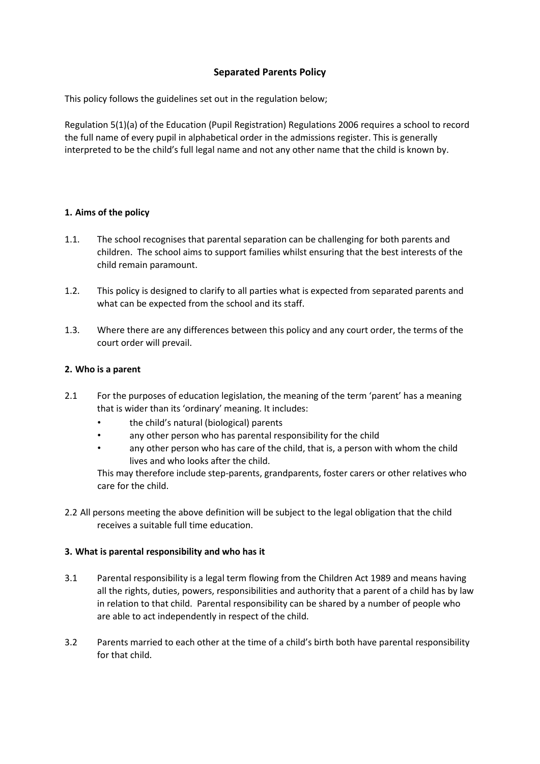# Separated Parents Policy

This policy follows the guidelines set out in the regulation below;

Regulation 5(1)(a) of the Education (Pupil Registration) Regulations 2006 requires a school to record the full name of every pupil in alphabetical order in the admissions register. This is generally interpreted to be the child's full legal name and not any other name that the child is known by.

## 1. Aims of the policy

1.1. The school recognises that parental separation can be challenging for both parents and children. The school aims to support families whilst ensuring that the best interests of the child remain paramount.

1.2. This policy is designed to clarify to all parties what is expected from separated parents and what can be expected from the school and its staff.

1.3. Where there are any differences between this policy and any court order, the terms of the court order will prevail.

## 2. Who is a parent

2.1 For the purposes of education legislation, the meaning of the term 'parent' has a meaning that is wider than its 'ordinary' meaning. It includes:

- the child's natural (biological) parents
- any other person who has parental responsibility for the child
- any other person who has care of the child, that is, a person with whom the child lives and who looks after the child.

This may therefore include step-parents, grandparents, foster carers or other relatives who care for the child.

2.2 All persons meeting the above definition will be subject to the legal obligation that the child receives a suitable full time education.

## 3. What is parental responsibility and who has it

3.1 Parental responsibility is a legal term flowing from the Children Act 1989 and means having all the rights, duties, powers, responsibilities and authority that a parent of a child has by law in relation to that child. Parental responsibility can be shared by a number of people who are able to act independently in respect of the child.

3.2 Parents married to each other at the time of a child's birth both have parental responsibility for that child.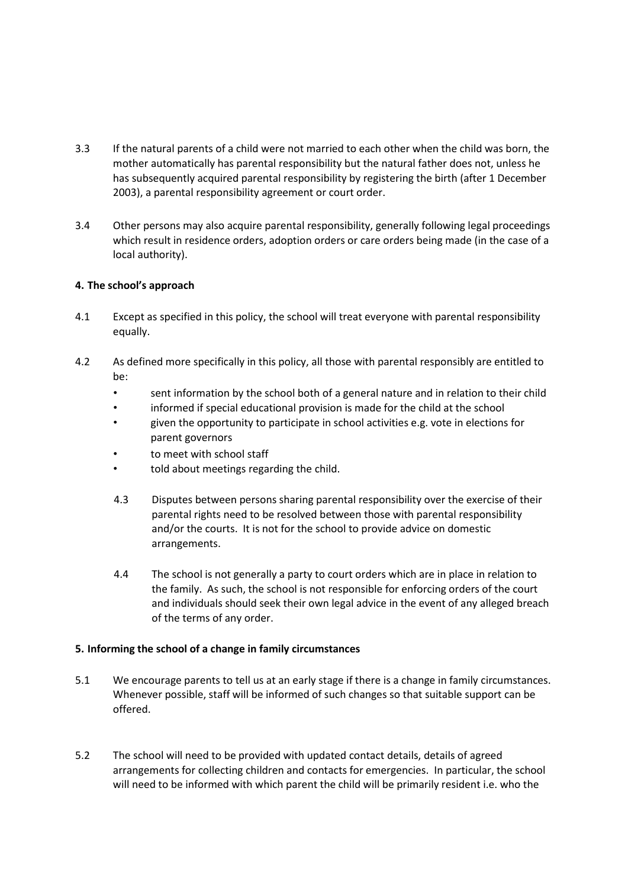3.3 If the natural parents of a child were not married to each other when the child was born, the mother automatically has parental responsibility but the natural father does not, unless he has subsequently acquired parental responsibility by registering the birth (after 1 December 2003), a parental responsibility agreement or court order.

3.4 Other persons may also acquire parental responsibility, generally following legal proceedings which result in residence orders, adoption orders or care orders being made (in the case of a local authority).

**4. The school's approach**

4.1 Except as specified in this policy, the school will treat everyone with parental responsibility equally.

4.2 As defined more specifically in this policy, all those with parental responsibly are entitled to be:

- sent information by the school both of a general nature and in relation to their child
- informed if special educational provision is made for the child at the school
- given the opportunity to participate in school activities e.g. vote in elections for parent governors
- to meet with school staff
- told about meetings regarding the child.

4.3 Disputes between persons sharing parental responsibility over the exercise of their parental rights need to be resolved between those with parental responsibility and/or the courts. It is not for the school to provide advice on domestic arrangements.

4.4 The school is not generally a party to court orders which are in place in relation to the family. As such, the school is not responsible for enforcing orders of the court and individuals should seek their own legal advice in the event of any alleged breach of the terms of any order.

**5. Informing the school of a change in family circumstances**

5.1 We encourage parents to tell us at an early stage if there is a change in family circumstances. Whenever possible, staff will be informed of such changes so that suitable support can be offered.

5.2 The school will need to be provided with updated contact details, details of agreed arrangements for collecting children and contacts for emergencies. In particular, the school will need to be informed with which parent the child will be primarily resident i.e. who the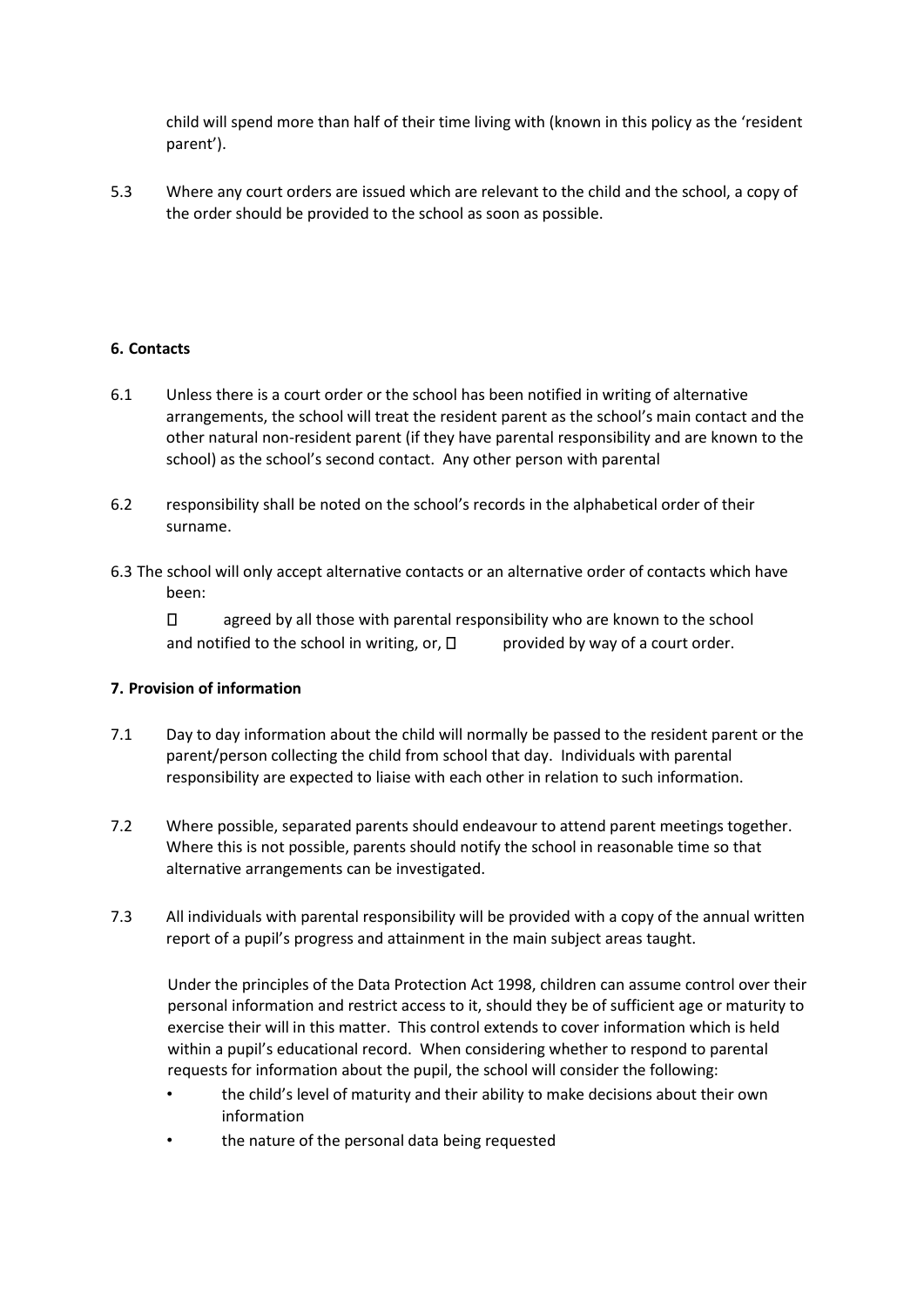child will spend more than half of their time living with (known in this policy as the 'resident parent').

5.3 Where any court orders are issued which are relevant to the child and the school, a copy of the order should be provided to the school as soon as possible.

**6. Contacts**

6.1 Unless there is a court order or the school has been notified in writing of alternative arrangements, the school will treat the resident parent as the school's main contact and the other natural non-resident parent (if they have parental responsibility and are known to the school) as the school's second contact. Any other person with parental

6.2 responsibility shall be noted on the school's records in the alphabetical order of their surname.

6.3 The school will only accept alternative contacts or an alternative order of contacts which have been:

-  agreed by all those with parental responsibility who are known to the school and notified to the school in writing, or,
-  provided by way of a court order.

**7. Provision of information**

7.1 Day to day information about the child will normally be passed to the resident parent or the parent/person collecting the child from school that day. Individuals with parental responsibility are expected to liaise with each other in relation to such information.

7.2 Where possible, separated parents should endeavour to attend parent meetings together. Where this is not possible, parents should notify the school in reasonable time so that alternative arrangements can be investigated.

7.3 All individuals with parental responsibility will be provided with a copy of the annual written report of a pupil's progress and attainment in the main subject areas taught.

Under the principles of the Data Protection Act 1998, children can assume control over their personal information and restrict access to it, should they be of sufficient age or maturity to exercise their will in this matter. This control extends to cover information which is held within a pupil's educational record. When considering whether to respond to parental requests for information about the pupil, the school will consider the following:

- the child's level of maturity and their ability to make decisions about their own information
- the nature of the personal data being requested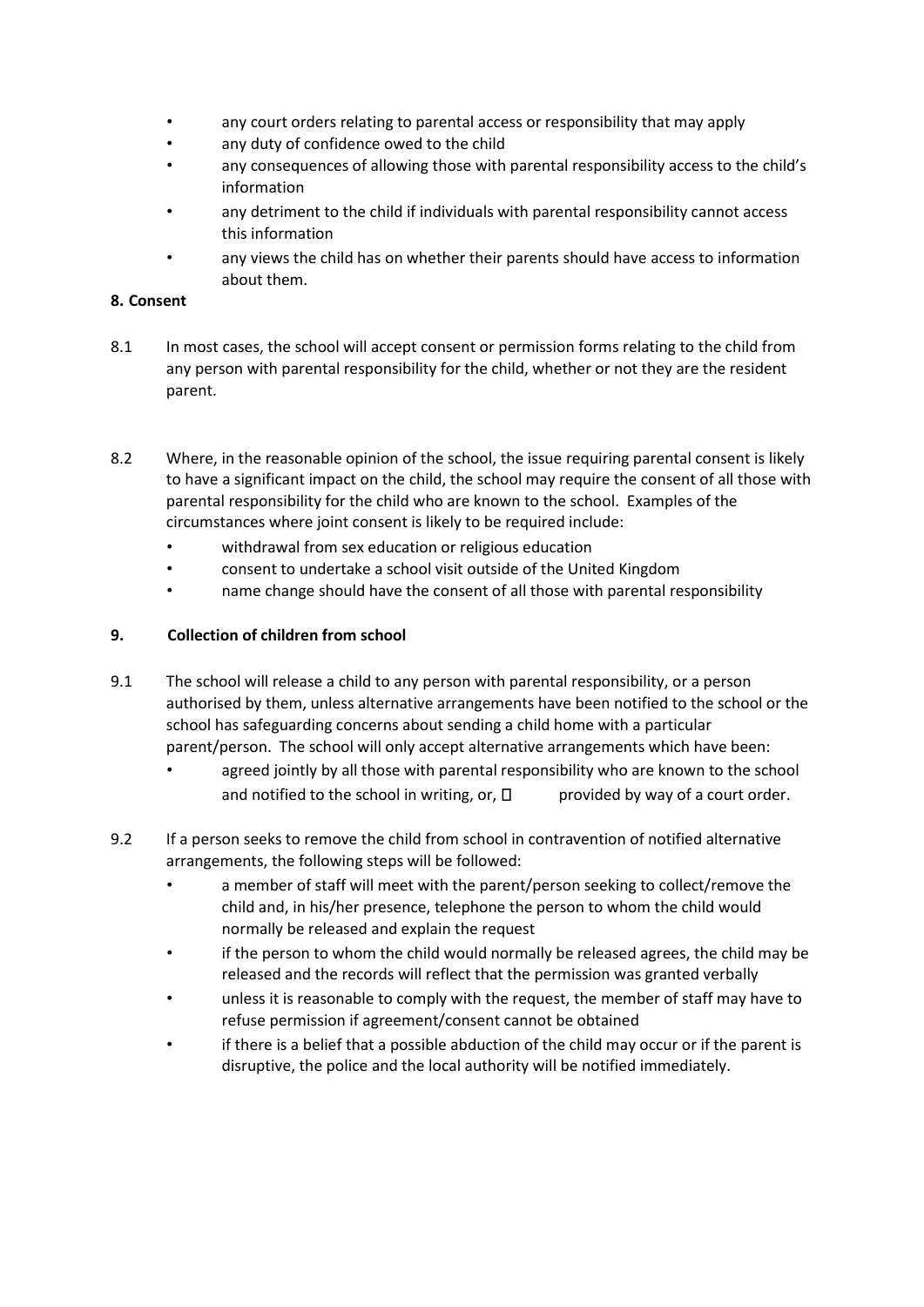- any court orders relating to parental access or responsibility that may apply
- any duty of confidence owed to the child
- any consequences of allowing those with parental responsibility access to the child's information
- any detriment to the child if individuals with parental responsibility cannot access this information
- any views the child has on whether their parents should have access to information about them.

**8. Consent**

8.1 In most cases, the school will accept consent or permission forms relating to the child from any person with parental responsibility for the child, whether or not they are the resident parent.

8.2 Where, in the reasonable opinion of the school, the issue requiring parental consent is likely to have a significant impact on the child, the school may require the consent of all those with parental responsibility for the child who are known to the school. Examples of the circumstances where joint consent is likely to be required include:

- withdrawal from sex education or religious education
- consent to undertake a school visit outside of the United Kingdom
- name change should have the consent of all those with parental responsibility

**9. Collection of children from school**

9.1 The school will release a child to any person with parental responsibility, or a person authorised by them, unless alternative arrangements have been notified to the school or the school has safeguarding concerns about sending a child home with a particular parent/person. The school will only accept alternative arrangements which have been:

- agreed jointly by all those with parental responsibility who are known to the school and notified to the school in writing, or, 
- provided by way of a court order.

9.2 If a person seeks to remove the child from school in contravention of notified alternative arrangements, the following steps will be followed:

- a member of staff will meet with the parent/person seeking to collect/remove the child and, in his/her presence, telephone the person to whom the child would normally be released and explain the request
- if the person to whom the child would normally be released agrees, the child may be released and the records will reflect that the permission was granted verbally
- unless it is reasonable to comply with the request, the member of staff may have to refuse permission if agreement/consent cannot be obtained
- if there is a belief that a possible abduction of the child may occur or if the parent is disruptive, the police and the local authority will be notified immediately.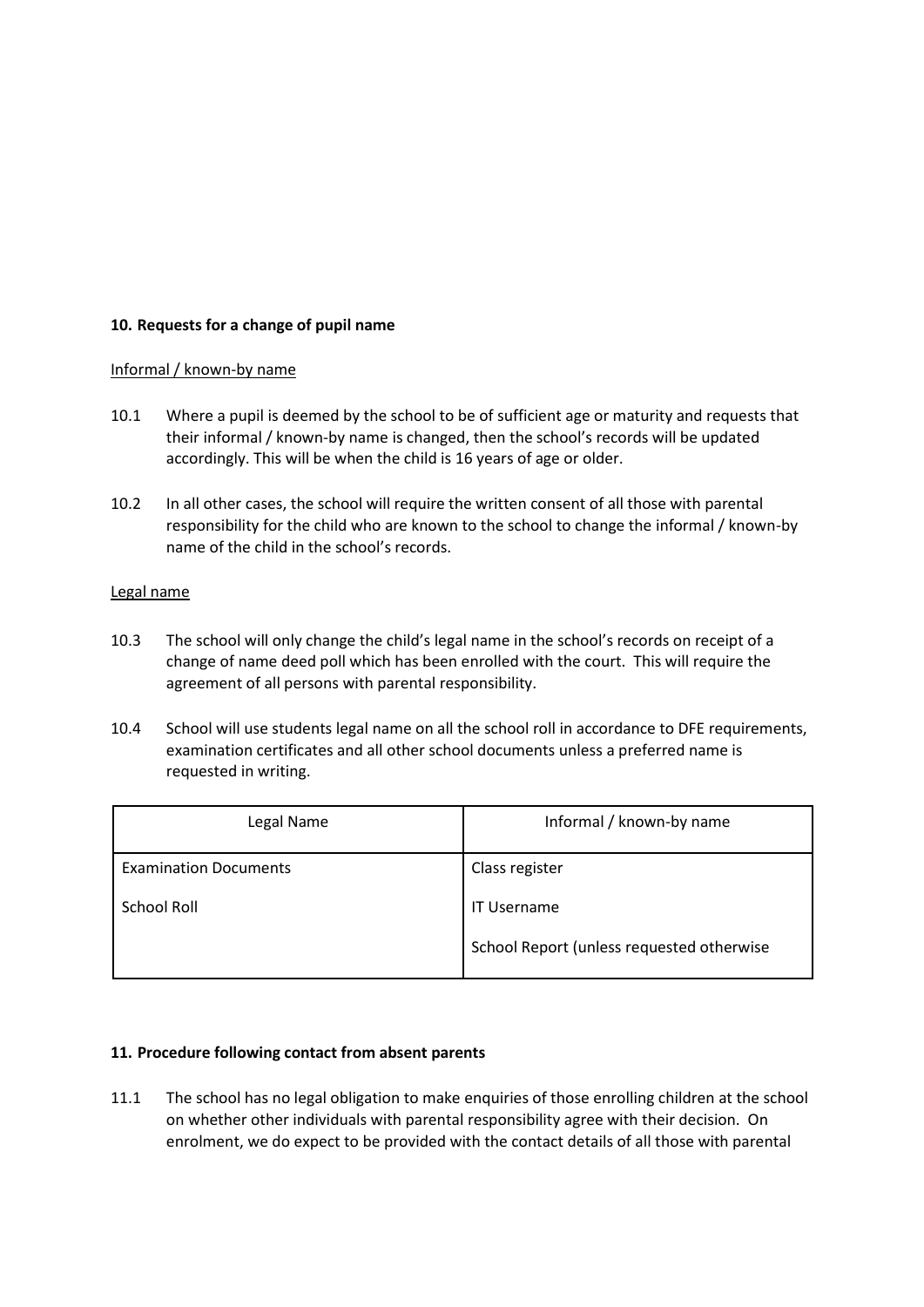**10. Requests for a change of pupil name**

Informal / known-by name

10.1 Where a pupil is deemed by the school to be of sufficient age or maturity and requests that their informal / known-by name is changed, then the school's records will be updated accordingly. This will be when the child is 16 years of age or older.

10.2 In all other cases, the school will require the written consent of all those with parental responsibility for the child who are known to the school to change the informal / known-by name of the child in the school's records.

Legal name

10.3 The school will only change the child's legal name in the school's records on receipt of a change of name deed poll which has been enrolled with the court. This will require the agreement of all persons with parental responsibility.

10.4 School will use students legal name on all the school roll in accordance to DFE requirements, examination certificates and all other school documents unless a preferred name is requested in writing.

| Legal Name | Informal / known-by name |
|---|---|
| Examination Documents<br><br>School Roll | Class register<br><br>IT Username<br><br>School Report (unless requested otherwise |

**11. Procedure following contact from absent parents**

11.1 The school has no legal obligation to make enquiries of those enrolling children at the school on whether other individuals with parental responsibility agree with their decision. On enrolment, we do expect to be provided with the contact details of all those with parental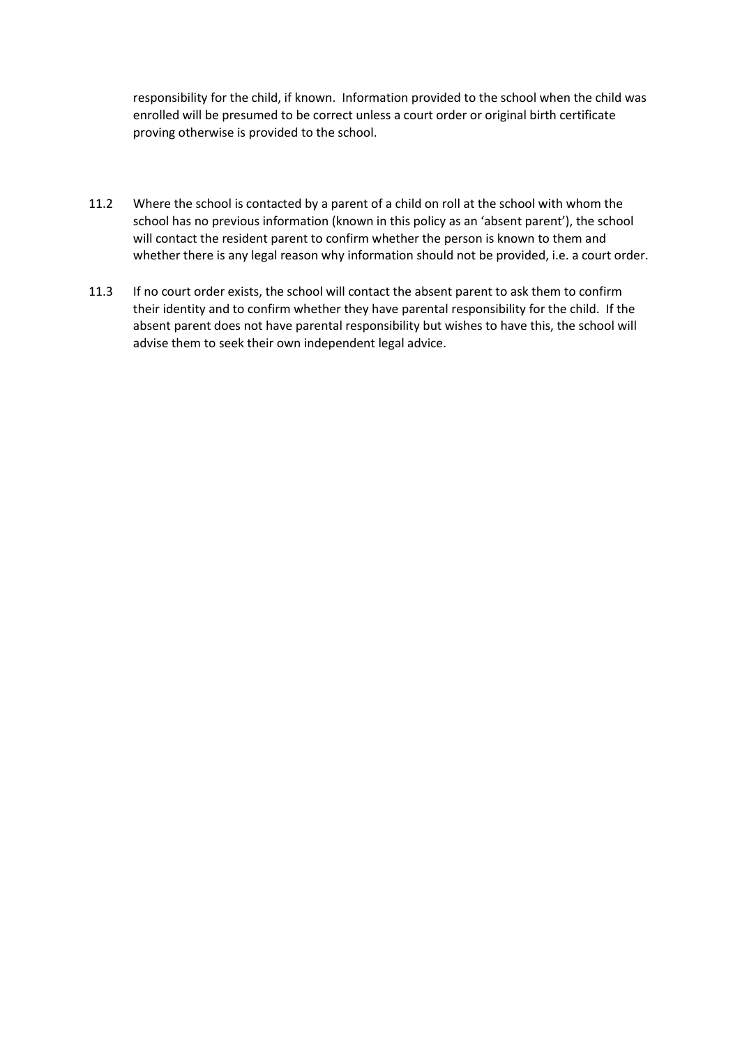responsibility for the child, if known. Information provided to the school when the child was enrolled will be presumed to be correct unless a court order or original birth certificate proving otherwise is provided to the school.

11.2 Where the school is contacted by a parent of a child on roll at the school with whom the school has no previous information (known in this policy as an 'absent parent'), the school will contact the resident parent to confirm whether the person is known to them and whether there is any legal reason why information should not be provided, i.e. a court order.

11.3 If no court order exists, the school will contact the absent parent to ask them to confirm their identity and to confirm whether they have parental responsibility for the child. If the absent parent does not have parental responsibility but wishes to have this, the school will advise them to seek their own independent legal advice.